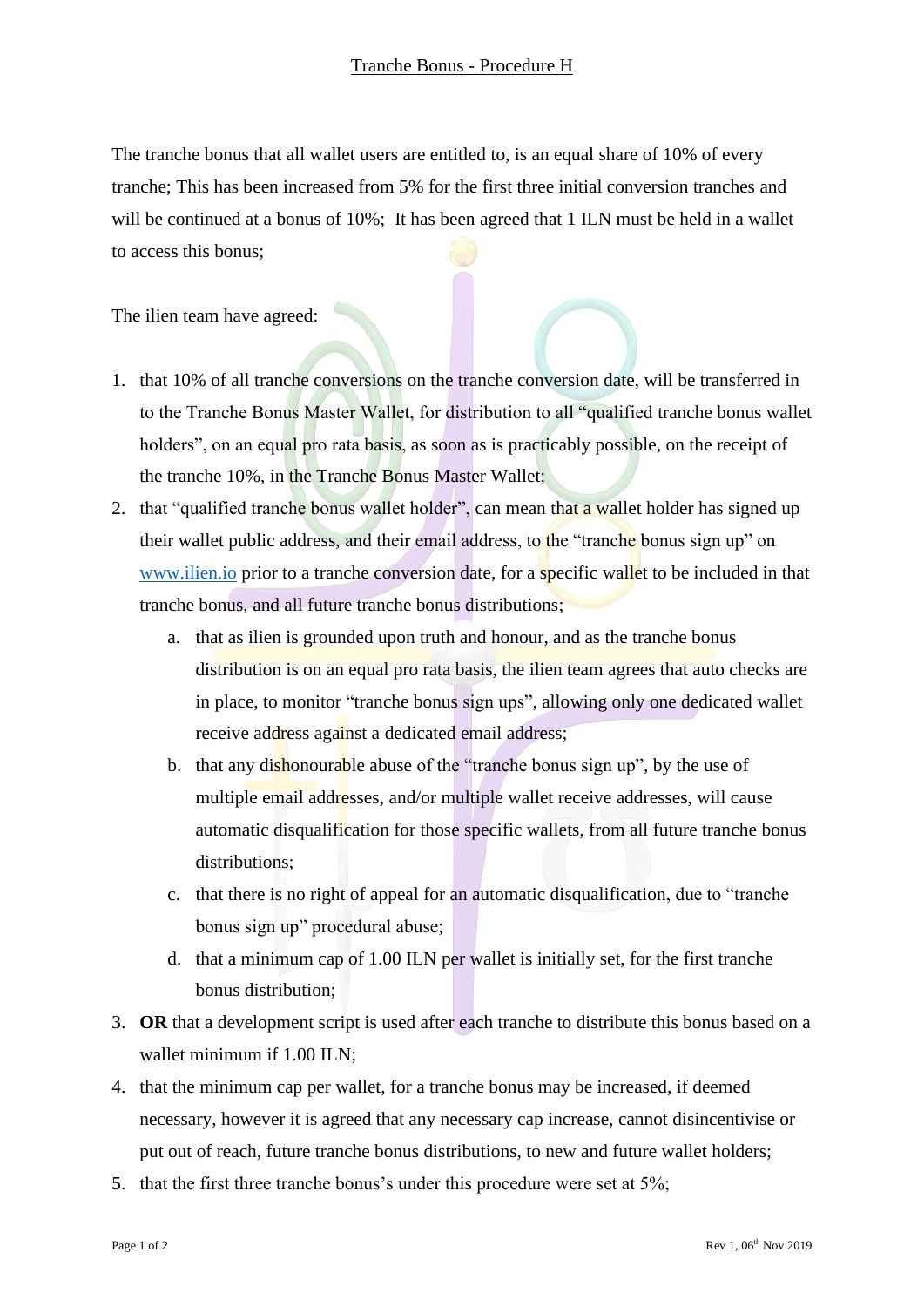# Tranche Bonus - Procedure H

The tranche bonus that all wallet users are entitled to, is an equal share of 10% of every tranche; This has been increased from 5% for the first three initial conversion tranches and will be continued at a bonus of 10%; It has been agreed that 1 ILN must be held in a wallet to access this bonus;

The ilien team have agreed:

1. that 10% of all tranche conversions on the tranche conversion date, will be transferred in to the Tranche Bonus Master Wallet, for distribution to all "qualified tranche bonus wallet holders", on an equal pro rata basis, as soon as is practicably possible, on the receipt of the tranche 10%, in the Tranche Bonus Master Wallet;
2. that "qualified tranche bonus wallet holder", can mean that a wallet holder has signed up their wallet public address, and their email address, to the "tranche bonus sign up" on www.ilien.io prior to a tranche conversion date, for a specific wallet to be included in that tranche bonus, and all future tranche bonus distributions;
   a. that as ilien is grounded upon truth and honour, and as the tranche bonus distribution is on an equal pro rata basis, the ilien team agrees that auto checks are in place, to monitor "tranche bonus sign ups", allowing only one dedicated wallet receive address against a dedicated email address;
   b. that any dishonourable abuse of the "tranche bonus sign up", by the use of multiple email addresses, and/or multiple wallet receive addresses, will cause automatic disqualification for those specific wallets, from all future tranche bonus distributions;
   c. that there is no right of appeal for an automatic disqualification, due to "tranche bonus sign up" procedural abuse;
   d. that a minimum cap of 1.00 ILN per wallet is initially set, for the first tranche bonus distribution;
3. **OR** that a development script is used after each tranche to distribute this bonus based on a wallet minimum if 1.00 ILN;
4. that the minimum cap per wallet, for a tranche bonus may be increased, if deemed necessary, however it is agreed that any necessary cap increase, cannot disincentivise or put out of reach, future tranche bonus distributions, to new and future wallet holders;
5. that the first three tranche bonus's under this procedure were set at 5%;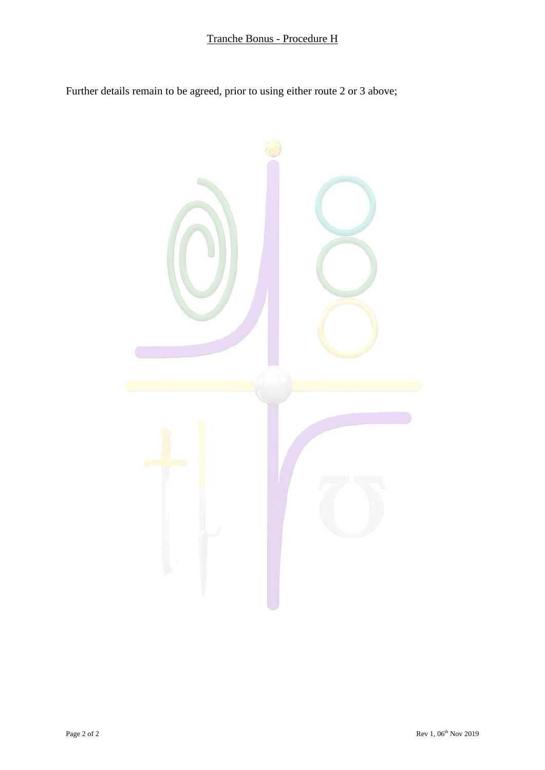Further details remain to be agreed, prior to using either route 2 or 3 above;